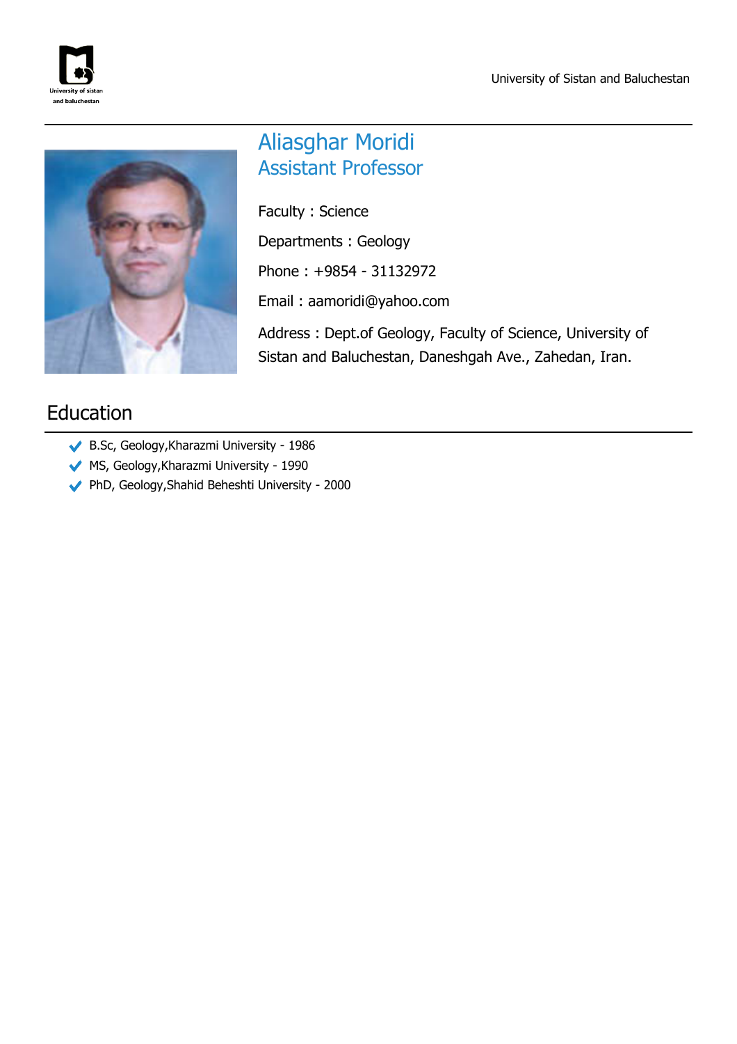# Aliasghar Moridi

## Assistant Professor

Faculty : Science

Departments : Geology

Phone : +9854 - 31132972

Email : aamoridi@yahoo.com

Address : Dept.of Geology, Faculty of Science, University of Sistan and Baluchestan, Daneshgah Ave., Zahedan, Iran.

## Education

- B.Sc, Geology,Kharazmi University - 1986
- MS, Geology,Kharazmi University - 1990
- PhD, Geology,Shahid Beheshti University - 2000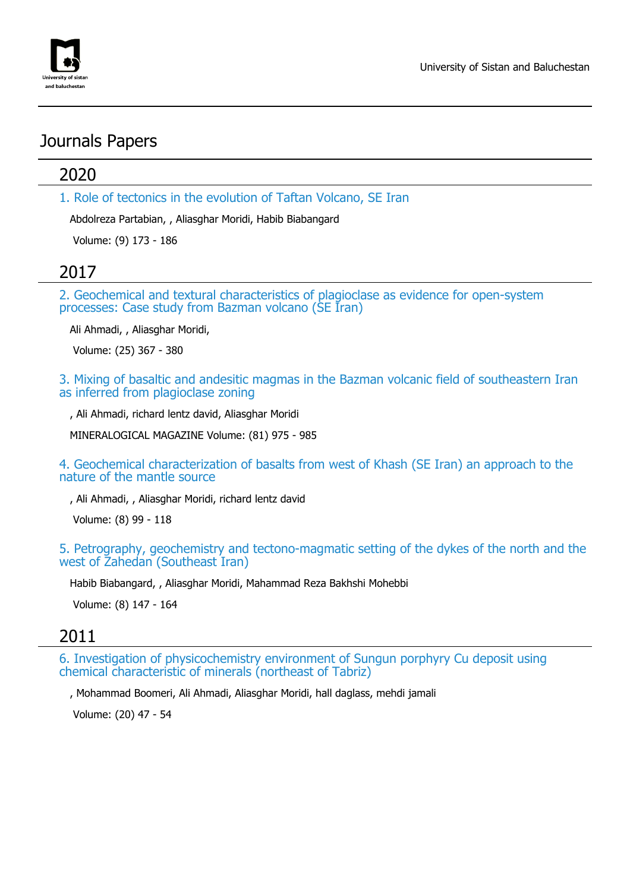# Journals Papers

## 2020

### 1. Role of tectonics in the evolution of Taftan Volcano, SE Iran

Abdolreza Partabian, , Aliasghar Moridi, Habib Biabangard

Volume: (9) 173 - 186

## 2017

### 2. Geochemical and textural characteristics of plagioclase as evidence for open-system processes: Case study from Bazman volcano (SE Iran)

Ali Ahmadi, , Aliasghar Moridi,

Volume: (25) 367 - 380

### 3. Mixing of basaltic and andesitic magmas in the Bazman volcanic field of southeastern Iran as inferred from plagioclase zoning

, Ali Ahmadi, richard lentz david, Aliasghar Moridi

MINERALOGICAL MAGAZINE Volume: (81) 975 - 985

### 4. Geochemical characterization of basalts from west of Khash (SE Iran) an approach to the nature of the mantle source

, Ali Ahmadi, , Aliasghar Moridi, richard lentz david

Volume: (8) 99 - 118

### 5. Petrography, geochemistry and tectono-magmatic setting of the dykes of the north and the west of Zahedan (Southeast Iran)

Habib Biabangard, , Aliasghar Moridi, Mahammad Reza Bakhshi Mohebbi

Volume: (8) 147 - 164

## 2011

### 6. Investigation of physicochemistry environment of Sungun porphyry Cu deposit using chemical characteristic of minerals (northeast of Tabriz)

, Mohammad Boomeri, Ali Ahmadi, Aliasghar Moridi, hall daglass, mehdi jamali

Volume: (20) 47 - 54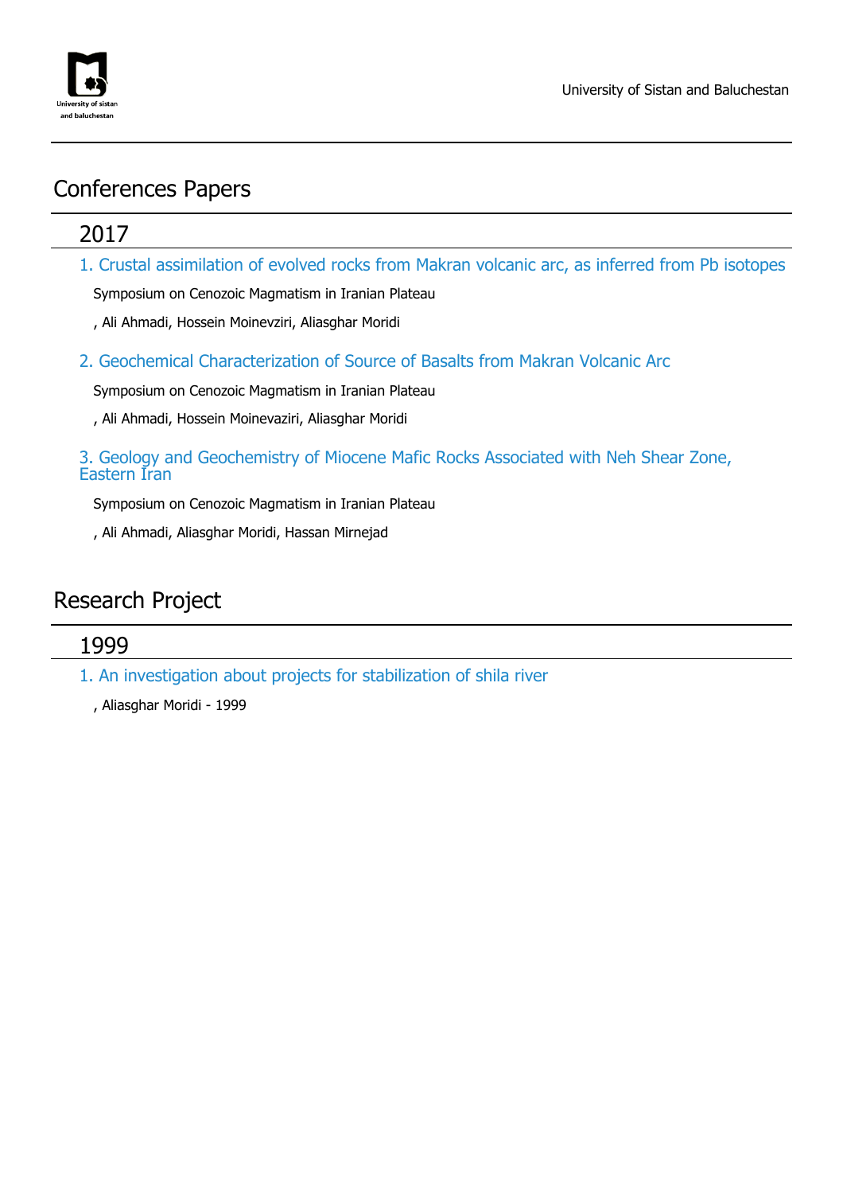# Conferences Papers

## 2017

### 1. Crustal assimilation of evolved rocks from Makran volcanic arc, as inferred from Pb isotopes

Symposium on Cenozoic Magmatism in Iranian Plateau

, Ali Ahmadi, Hossein Moinevziri, Aliasghar Moridi

### 2. Geochemical Characterization of Source of Basalts from Makran Volcanic Arc

Symposium on Cenozoic Magmatism in Iranian Plateau

, Ali Ahmadi, Hossein Moinevaziri, Aliasghar Moridi

### 3. Geology and Geochemistry of Miocene Mafic Rocks Associated with Neh Shear Zone, Eastern Iran

Symposium on Cenozoic Magmatism in Iranian Plateau

, Ali Ahmadi, Aliasghar Moridi, Hassan Mirnejad

# Research Project

## 1999

### 1. An investigation about projects for stabilization of shila river

, Aliasghar Moridi - 1999